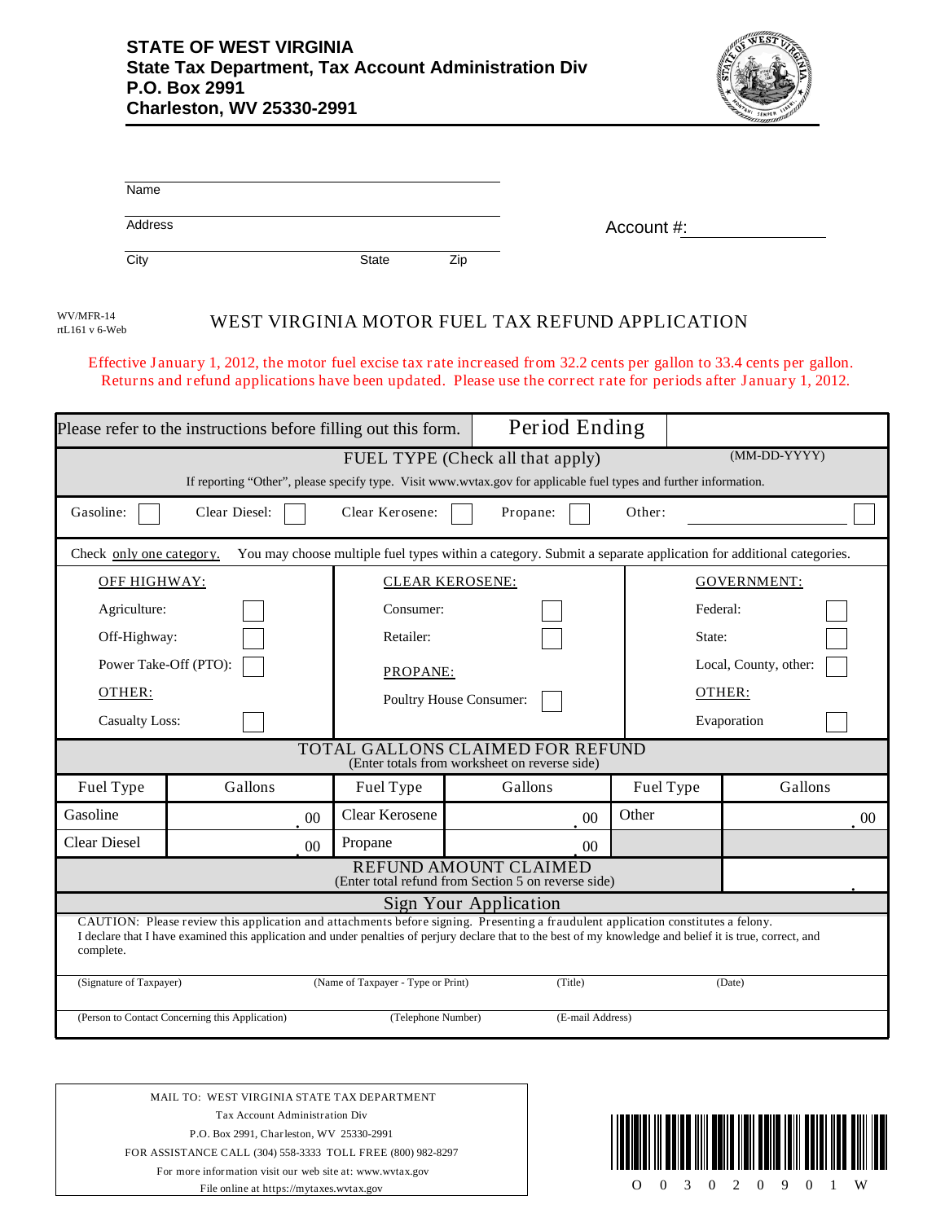# STATE OF WEST VIRGINIA
**State Tax Department, Tax Account Administration Div**
**P.O. Box 2991**
**Charleston, WV 25330-2991**

Name

Address

City State Zip

Account #: ____________

WV/MFR-14
rtL161 v 6-Web

## WEST VIRGINIA MOTOR FUEL TAX REFUND APPLICATION

Effective January 1, 2012, the motor fuel excise tax rate increased from 32.2 cents per gallon to 33.4 cents per gallon. Returns and refund applications have been updated. Please use the correct rate for periods after January 1, 2012.

Please refer to the instructions before filling out this form. | Period Ending | (MM-DD-YYYY)

**FUEL TYPE (Check all that apply)**

If reporting "Other", please specify type. Visit www.wvtax.gov for applicable fuel types and further information.

Gasoline: ☐ Clear Diesel: ☐ Clear Kerosene: ☐ Propane: ☐ Other: ____________ ☐

Check only one category. You may choose multiple fuel types within a category. Submit a separate application for additional categories.

| OFF HIGHWAY: | | CLEAR KEROSENE: | | GOVERNMENT: | |
|---|---|---|---|---|---|
| Agriculture: | ☐ | Consumer: | ☐ | Federal: | ☐ |
| Off-Highway: | ☐ | Retailer: | ☐ | State: | ☐ |
| Power Take-Off (PTO): | ☐ | PROPANE: | | Local, County, other: | ☐ |
| OTHER: | | Poultry House Consumer: | ☐ | OTHER: | |
| Casualty Loss: | ☐ | | | Evaporation | ☐ |

**TOTAL GALLONS CLAIMED FOR REFUND**
(Enter totals from worksheet on reverse side)

| Fuel Type | Gallons | Fuel Type | Gallons | Fuel Type | Gallons |
|---|---|---|---|---|---|
| Gasoline | .00 | Clear Kerosene | .00 | Other | .00 |
| Clear Diesel | .00 | Propane | .00 | | |

**REFUND AMOUNT CLAIMED**
(Enter total refund from Section 5 on reverse side) ____________ .

**Sign Your Application**

CAUTION: Please review this application and attachments before signing. Presenting a fraudulent application constitutes a felony.
I declare that I have examined this application and under penalties of perjury declare that to the best of my knowledge and belief it is true, correct, and complete.

(Signature of Taxpayer) (Name of Taxpayer - Type or Print) (Title) (Date)

(Person to Contact Concerning this Application) (Telephone Number) (E-mail Address)

MAIL TO: WEST VIRGINIA STATE TAX DEPARTMENT
Tax Account Administration Div
P.O. Box 2991, Charleston, WV 25330-2991
FOR ASSISTANCE CALL (304) 558-3333 TOLL FREE (800) 982-8297
For more information visit our web site at: www.wvtax.gov
File online at https://mytaxes.wvtax.gov

O 0 3 0 2 0 9 0 1 W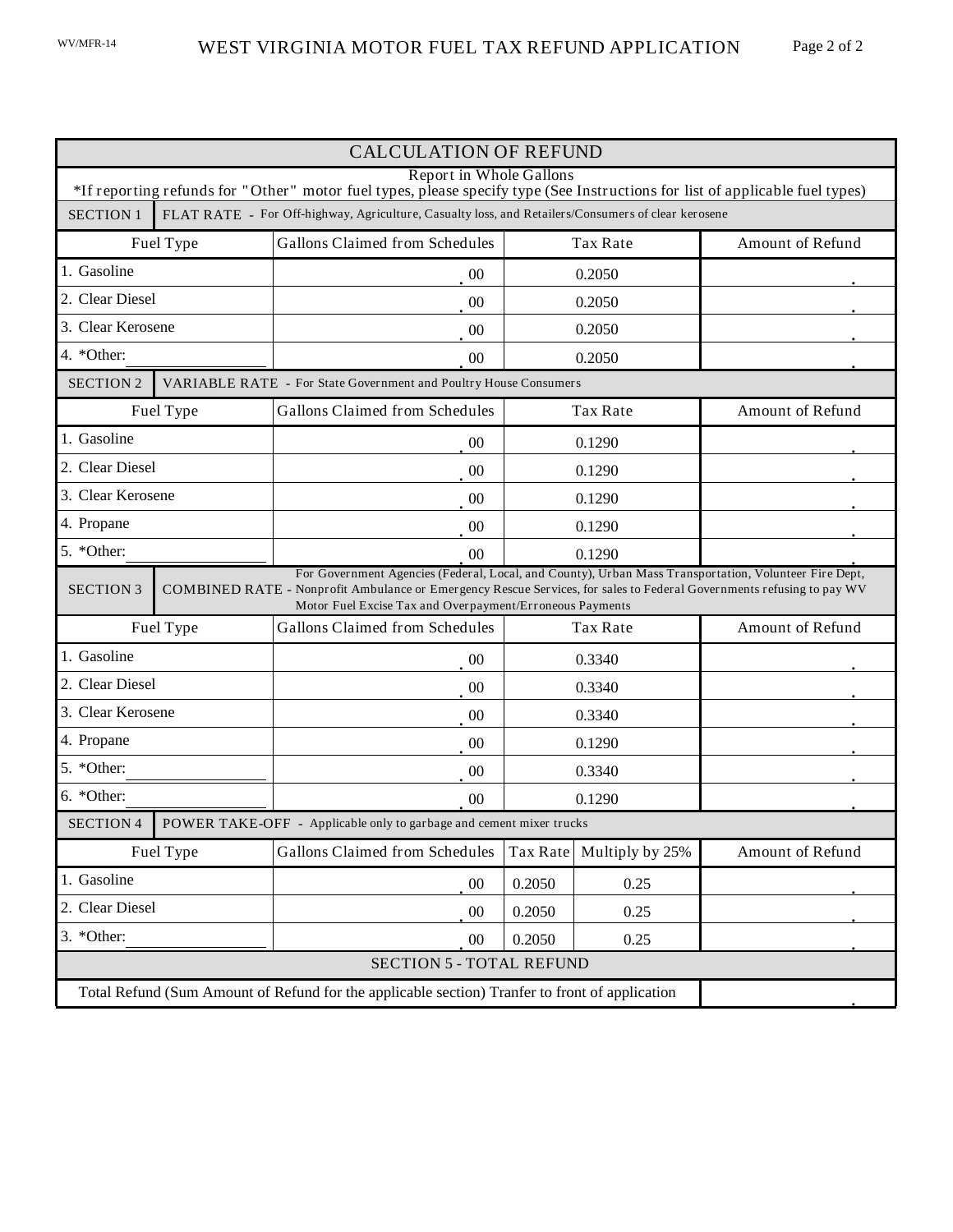# WEST VIRGINIA MOTOR FUEL TAX REFUND APPLICATION

WV/MFR-14

## CALCULATION OF REFUND

Report in Whole Gallons

*If reporting refunds for "Other" motor fuel types, please specify type (See Instructions for list of applicable fuel types)

**SECTION 1** FLAT RATE - For Off-highway, Agriculture, Casualty loss, and Retailers/Consumers of clear kerosene

| Fuel Type | Gallons Claimed from Schedules | Tax Rate | Amount of Refund |
|---|---|---|---|
| 1. Gasoline | .00 | 0.2050 | . |
| 2. Clear Diesel | .00 | 0.2050 | . |
| 3. Clear Kerosene | .00 | 0.2050 | . |
| 4. *Other: ________ | .00 | 0.2050 | . |

**SECTION 2** VARIABLE RATE - For State Government and Poultry House Consumers

| Fuel Type | Gallons Claimed from Schedules | Tax Rate | Amount of Refund |
|---|---|---|---|
| 1. Gasoline | .00 | 0.1290 | . |
| 2. Clear Diesel | .00 | 0.1290 | . |
| 3. Clear Kerosene | .00 | 0.1290 | . |
| 4. Propane | .00 | 0.1290 | . |
| 5. *Other: ________ | .00 | 0.1290 | . |

**SECTION 3** COMBINED RATE - For Government Agencies (Federal, Local, and County), Urban Mass Transportation, Volunteer Fire Dept, Nonprofit Ambulance or Emergency Rescue Services, for sales to Federal Governments refusing to pay WV Motor Fuel Excise Tax and Overpayment/Erroneous Payments

| Fuel Type | Gallons Claimed from Schedules | Tax Rate | Amount of Refund |
|---|---|---|---|
| 1. Gasoline | .00 | 0.3340 | . |
| 2. Clear Diesel | .00 | 0.3340 | . |
| 3. Clear Kerosene | .00 | 0.3340 | . |
| 4. Propane | .00 | 0.1290 | . |
| 5. *Other: ________ | .00 | 0.3340 | . |
| 6. *Other: ________ | .00 | 0.1290 | . |

**SECTION 4** POWER TAKE-OFF - Applicable only to garbage and cement mixer trucks

| Fuel Type | Gallons Claimed from Schedules | Tax Rate | Multiply by 25% | Amount of Refund |
|---|---|---|---|---|
| 1. Gasoline | .00 | 0.2050 | 0.25 | . |
| 2. Clear Diesel | .00 | 0.2050 | 0.25 | . |
| 3. *Other: ________ | .00 | 0.2050 | 0.25 | . |

**SECTION 5 - TOTAL REFUND**

| | |
|---|---|
| Total Refund (Sum Amount of Refund for the applicable section) Tranfer to front of application | . |